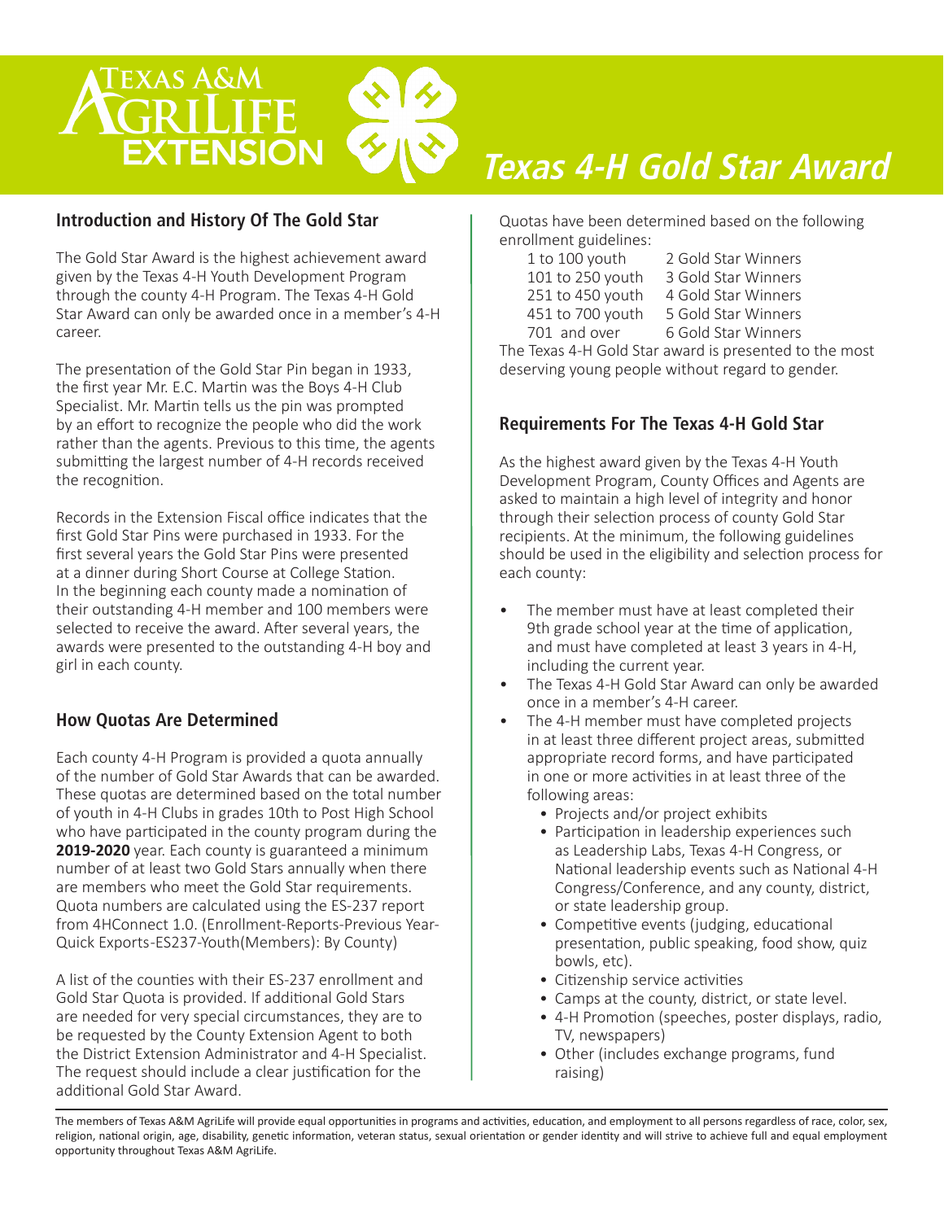# Texas 4-H Gold Star Award

## Introduction and History Of The Gold Star

The Gold Star Award is the highest achievement award given by the Texas 4-H Youth Development Program through the county 4-H Program. The Texas 4-H Gold Star Award can only be awarded once in a member's 4-H career.

The presentation of the Gold Star Pin began in 1933, the first year Mr. E.C. Martin was the Boys 4-H Club Specialist. Mr. Martin tells us the pin was prompted by an effort to recognize the people who did the work rather than the agents. Previous to this time, the agents submitting the largest number of 4-H records received the recognition.

Records in the Extension Fiscal office indicates that the first Gold Star Pins were purchased in 1933. For the first several years the Gold Star Pins were presented at a dinner during Short Course at College Station. In the beginning each county made a nomination of their outstanding 4-H member and 100 members were selected to receive the award. After several years, the awards were presented to the outstanding 4-H boy and girl in each county.

## How Quotas Are Determined

Each county 4-H Program is provided a quota annually of the number of Gold Star Awards that can be awarded. These quotas are determined based on the total number of youth in 4-H Clubs in grades 10th to Post High School who have participated in the county program during the **2019-2020** year. Each county is guaranteed a minimum number of at least two Gold Stars annually when there are members who meet the Gold Star requirements. Quota numbers are calculated using the ES-237 report from 4HConnect 1.0. (Enrollment-Reports-Previous Year-Quick Exports-ES237-Youth(Members): By County)

A list of the counties with their ES-237 enrollment and Gold Star Quota is provided. If additional Gold Stars are needed for very special circumstances, they are to be requested by the County Extension Agent to both the District Extension Administrator and 4-H Specialist. The request should include a clear justification for the additional Gold Star Award.

Quotas have been determined based on the following enrollment guidelines:

| Enrollment | Gold Star Winners |
|---|---|
| 1 to 100 youth | 2 Gold Star Winners |
| 101 to 250 youth | 3 Gold Star Winners |
| 251 to 450 youth | 4 Gold Star Winners |
| 451 to 700 youth | 5 Gold Star Winners |
| 701 and over | 6 Gold Star Winners |

The Texas 4-H Gold Star award is presented to the most deserving young people without regard to gender.

## Requirements For The Texas 4-H Gold Star

As the highest award given by the Texas 4-H Youth Development Program, County Offices and Agents are asked to maintain a high level of integrity and honor through their selection process of county Gold Star recipients. At the minimum, the following guidelines should be used in the eligibility and selection process for each county:

- The member must have at least completed their 9th grade school year at the time of application, and must have completed at least 3 years in 4-H, including the current year.
- The Texas 4-H Gold Star Award can only be awarded once in a member's 4-H career.
- The 4-H member must have completed projects in at least three different project areas, submitted appropriate record forms, and have participated in one or more activities in at least three of the following areas:
  - Projects and/or project exhibits
  - Participation in leadership experiences such as Leadership Labs, Texas 4-H Congress, or National leadership events such as National 4-H Congress/Conference, and any county, district, or state leadership group.
  - Competitive events (judging, educational presentation, public speaking, food show, quiz bowls, etc).
  - Citizenship service activities
  - Camps at the county, district, or state level.
  - 4-H Promotion (speeches, poster displays, radio, TV, newspapers)
  - Other (includes exchange programs, fund raising)

The members of Texas A&M AgriLife will provide equal opportunities in programs and activities, education, and employment to all persons regardless of race, color, sex, religion, national origin, age, disability, genetic information, veteran status, sexual orientation or gender identity and will strive to achieve full and equal employment opportunity throughout Texas A&M AgriLife.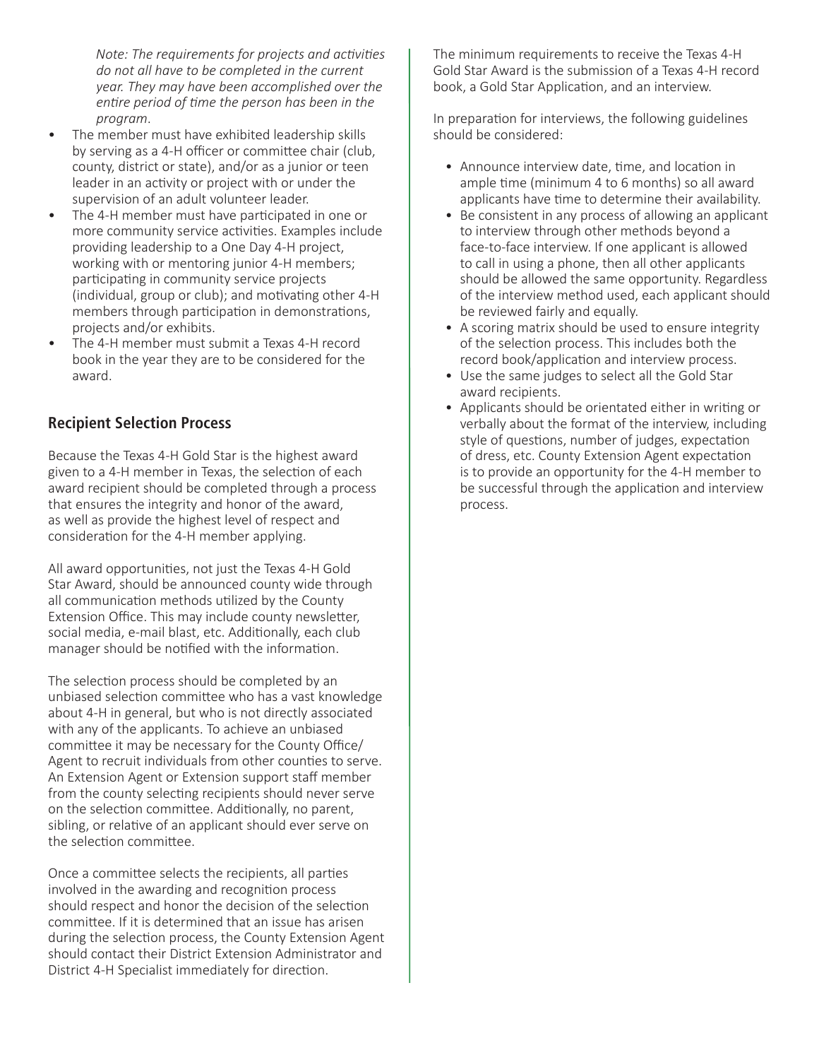*Note: The requirements for projects and activities do not all have to be completed in the current year. They may have been accomplished over the entire period of time the person has been in the program*.

- The member must have exhibited leadership skills by serving as a 4-H officer or committee chair (club, county, district or state), and/or as a junior or teen leader in an activity or project with or under the supervision of an adult volunteer leader.
- The 4-H member must have participated in one or more community service activities. Examples include providing leadership to a One Day 4-H project, working with or mentoring junior 4-H members; participating in community service projects (individual, group or club); and motivating other 4-H members through participation in demonstrations, projects and/or exhibits.
- The 4-H member must submit a Texas 4-H record book in the year they are to be considered for the award.

## Recipient Selection Process

Because the Texas 4-H Gold Star is the highest award given to a 4-H member in Texas, the selection of each award recipient should be completed through a process that ensures the integrity and honor of the award, as well as provide the highest level of respect and consideration for the 4-H member applying.

All award opportunities, not just the Texas 4-H Gold Star Award, should be announced county wide through all communication methods utilized by the County Extension Office. This may include county newsletter, social media, e-mail blast, etc. Additionally, each club manager should be notified with the information.

The selection process should be completed by an unbiased selection committee who has a vast knowledge about 4-H in general, but who is not directly associated with any of the applicants. To achieve an unbiased committee it may be necessary for the County Office/Agent to recruit individuals from other counties to serve. An Extension Agent or Extension support staff member from the county selecting recipients should never serve on the selection committee. Additionally, no parent, sibling, or relative of an applicant should ever serve on the selection committee.

Once a committee selects the recipients, all parties involved in the awarding and recognition process should respect and honor the decision of the selection committee. If it is determined that an issue has arisen during the selection process, the County Extension Agent should contact their District Extension Administrator and District 4-H Specialist immediately for direction.

The minimum requirements to receive the Texas 4-H Gold Star Award is the submission of a Texas 4-H record book, a Gold Star Application, and an interview.

In preparation for interviews, the following guidelines should be considered:

- Announce interview date, time, and location in ample time (minimum 4 to 6 months) so all award applicants have time to determine their availability.
- Be consistent in any process of allowing an applicant to interview through other methods beyond a face-to-face interview. If one applicant is allowed to call in using a phone, then all other applicants should be allowed the same opportunity. Regardless of the interview method used, each applicant should be reviewed fairly and equally.
- A scoring matrix should be used to ensure integrity of the selection process. This includes both the record book/application and interview process.
- Use the same judges to select all the Gold Star award recipients.
- Applicants should be orientated either in writing or verbally about the format of the interview, including style of questions, number of judges, expectation of dress, etc. County Extension Agent expectation is to provide an opportunity for the 4-H member to be successful through the application and interview process.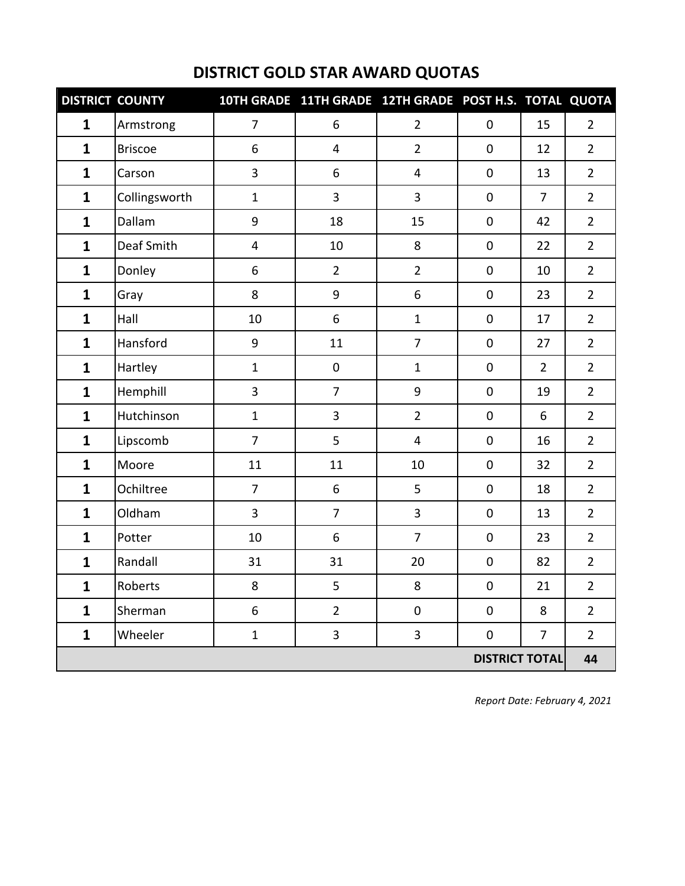# DISTRICT GOLD STAR AWARD QUOTAS

| DISTRICT | COUNTY | 10TH GRADE | 11TH GRADE | 12TH GRADE | POST H.S. | TOTAL | QUOTA |
|---|---|---|---|---|---|---|---|
| **1** | Armstrong | 7 | 6 | 2 | 0 | 15 | 2 |
| **1** | Briscoe | 6 | 4 | 2 | 0 | 12 | 2 |
| **1** | Carson | 3 | 6 | 4 | 0 | 13 | 2 |
| **1** | Collingsworth | 1 | 3 | 3 | 0 | 7 | 2 |
| **1** | Dallam | 9 | 18 | 15 | 0 | 42 | 2 |
| **1** | Deaf Smith | 4 | 10 | 8 | 0 | 22 | 2 |
| **1** | Donley | 6 | 2 | 2 | 0 | 10 | 2 |
| **1** | Gray | 8 | 9 | 6 | 0 | 23 | 2 |
| **1** | Hall | 10 | 6 | 1 | 0 | 17 | 2 |
| **1** | Hansford | 9 | 11 | 7 | 0 | 27 | 2 |
| **1** | Hartley | 1 | 0 | 1 | 0 | 2 | 2 |
| **1** | Hemphill | 3 | 7 | 9 | 0 | 19 | 2 |
| **1** | Hutchinson | 1 | 3 | 2 | 0 | 6 | 2 |
| **1** | Lipscomb | 7 | 5 | 4 | 0 | 16 | 2 |
| **1** | Moore | 11 | 11 | 10 | 0 | 32 | 2 |
| **1** | Ochiltree | 7 | 6 | 5 | 0 | 18 | 2 |
| **1** | Oldham | 3 | 7 | 3 | 0 | 13 | 2 |
| **1** | Potter | 10 | 6 | 7 | 0 | 23 | 2 |
| **1** | Randall | 31 | 31 | 20 | 0 | 82 | 2 |
| **1** | Roberts | 8 | 5 | 8 | 0 | 21 | 2 |
| **1** | Sherman | 6 | 2 | 0 | 0 | 8 | 2 |
| **1** | Wheeler | 1 | 3 | 3 | 0 | 7 | 2 |
| | | | | | | **DISTRICT TOTAL** | **44** |

*Report Date: February 4, 2021*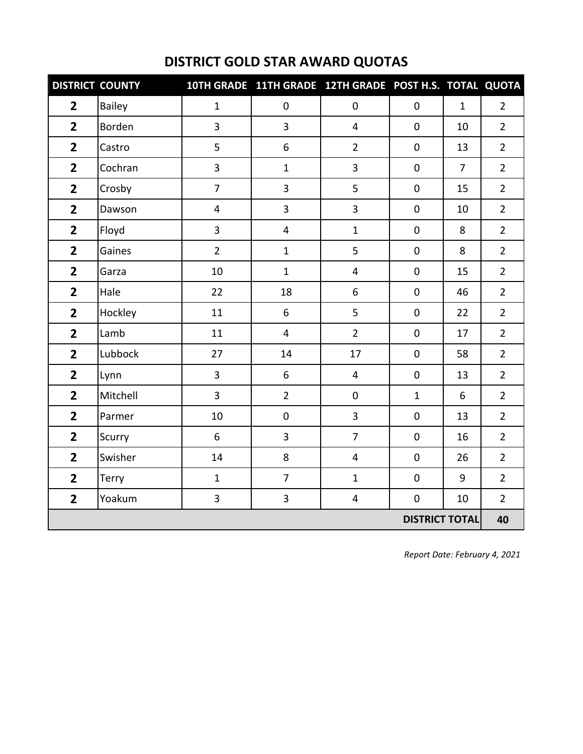# DISTRICT GOLD STAR AWARD QUOTAS

| DISTRICT | COUNTY | 10TH GRADE | 11TH GRADE | 12TH GRADE | POST H.S. | TOTAL | QUOTA |
|---|---|---|---|---|---|---|---|
| **2** | Bailey | 1 | 0 | 0 | 0 | 1 | 2 |
| **2** | Borden | 3 | 3 | 4 | 0 | 10 | 2 |
| **2** | Castro | 5 | 6 | 2 | 0 | 13 | 2 |
| **2** | Cochran | 3 | 1 | 3 | 0 | 7 | 2 |
| **2** | Crosby | 7 | 3 | 5 | 0 | 15 | 2 |
| **2** | Dawson | 4 | 3 | 3 | 0 | 10 | 2 |
| **2** | Floyd | 3 | 4 | 1 | 0 | 8 | 2 |
| **2** | Gaines | 2 | 1 | 5 | 0 | 8 | 2 |
| **2** | Garza | 10 | 1 | 4 | 0 | 15 | 2 |
| **2** | Hale | 22 | 18 | 6 | 0 | 46 | 2 |
| **2** | Hockley | 11 | 6 | 5 | 0 | 22 | 2 |
| **2** | Lamb | 11 | 4 | 2 | 0 | 17 | 2 |
| **2** | Lubbock | 27 | 14 | 17 | 0 | 58 | 2 |
| **2** | Lynn | 3 | 6 | 4 | 0 | 13 | 2 |
| **2** | Mitchell | 3 | 2 | 0 | 1 | 6 | 2 |
| **2** | Parmer | 10 | 0 | 3 | 0 | 13 | 2 |
| **2** | Scurry | 6 | 3 | 7 | 0 | 16 | 2 |
| **2** | Swisher | 14 | 8 | 4 | 0 | 26 | 2 |
| **2** | Terry | 1 | 7 | 1 | 0 | 9 | 2 |
| **2** | Yoakum | 3 | 3 | 4 | 0 | 10 | 2 |
| | | | | | | **DISTRICT TOTAL** | **40** |

*Report Date: February 4, 2021*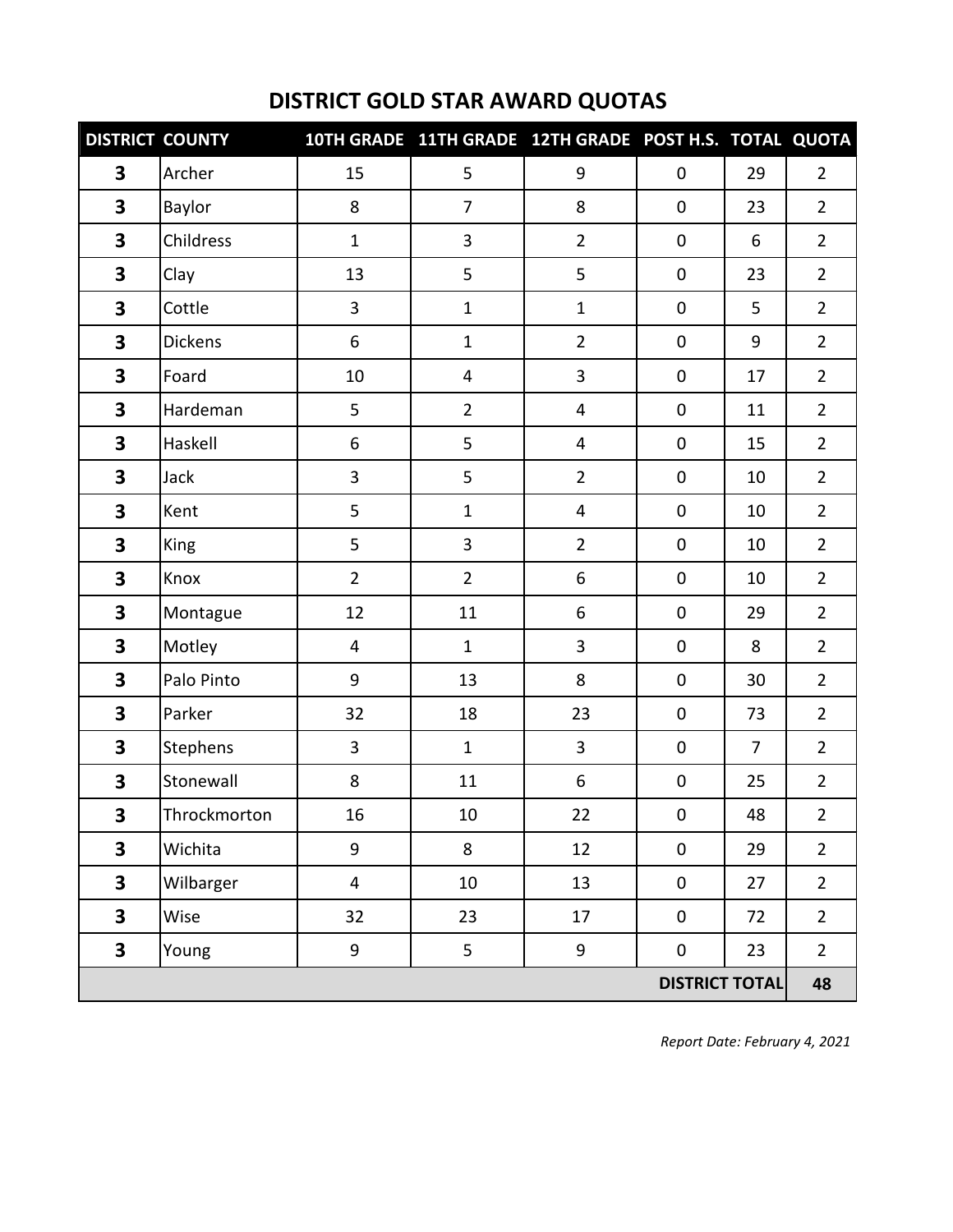# DISTRICT GOLD STAR AWARD QUOTAS

| DISTRICT | COUNTY | 10TH GRADE | 11TH GRADE | 12TH GRADE | POST H.S. | TOTAL | QUOTA |
|---|---|---|---|---|---|---|---|
| **3** | Archer | 15 | 5 | 9 | 0 | 29 | 2 |
| **3** | Baylor | 8 | 7 | 8 | 0 | 23 | 2 |
| **3** | Childress | 1 | 3 | 2 | 0 | 6 | 2 |
| **3** | Clay | 13 | 5 | 5 | 0 | 23 | 2 |
| **3** | Cottle | 3 | 1 | 1 | 0 | 5 | 2 |
| **3** | Dickens | 6 | 1 | 2 | 0 | 9 | 2 |
| **3** | Foard | 10 | 4 | 3 | 0 | 17 | 2 |
| **3** | Hardeman | 5 | 2 | 4 | 0 | 11 | 2 |
| **3** | Haskell | 6 | 5 | 4 | 0 | 15 | 2 |
| **3** | Jack | 3 | 5 | 2 | 0 | 10 | 2 |
| **3** | Kent | 5 | 1 | 4 | 0 | 10 | 2 |
| **3** | King | 5 | 3 | 2 | 0 | 10 | 2 |
| **3** | Knox | 2 | 2 | 6 | 0 | 10 | 2 |
| **3** | Montague | 12 | 11 | 6 | 0 | 29 | 2 |
| **3** | Motley | 4 | 1 | 3 | 0 | 8 | 2 |
| **3** | Palo Pinto | 9 | 13 | 8 | 0 | 30 | 2 |
| **3** | Parker | 32 | 18 | 23 | 0 | 73 | 2 |
| **3** | Stephens | 3 | 1 | 3 | 0 | 7 | 2 |
| **3** | Stonewall | 8 | 11 | 6 | 0 | 25 | 2 |
| **3** | Throckmorton | 16 | 10 | 22 | 0 | 48 | 2 |
| **3** | Wichita | 9 | 8 | 12 | 0 | 29 | 2 |
| **3** | Wilbarger | 4 | 10 | 13 | 0 | 27 | 2 |
| **3** | Wise | 32 | 23 | 17 | 0 | 72 | 2 |
| **3** | Young | 9 | 5 | 9 | 0 | 23 | 2 |
| | | | | | | **DISTRICT TOTAL** | **48** |

*Report Date: February 4, 2021*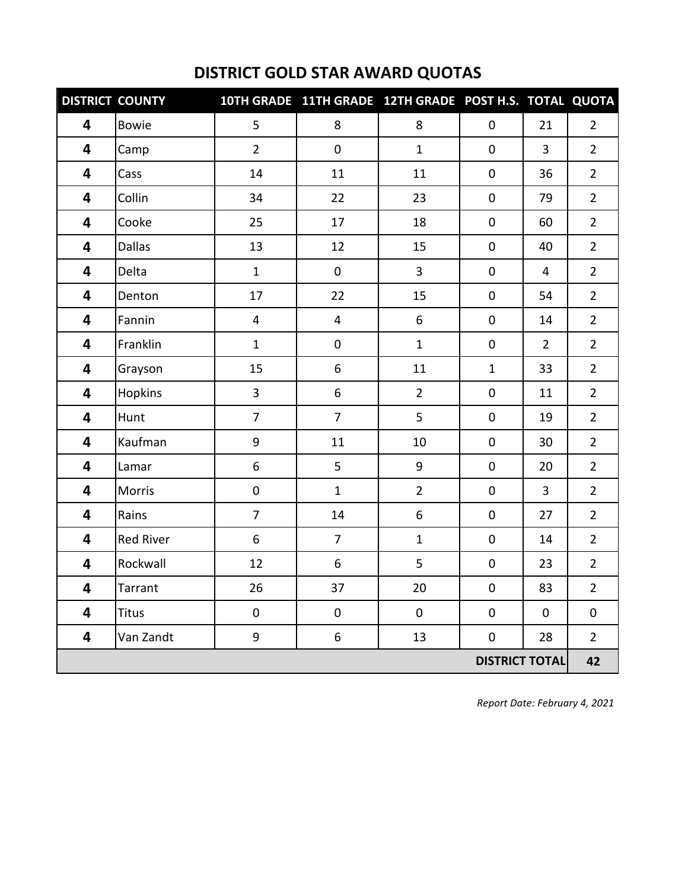# DISTRICT GOLD STAR AWARD QUOTAS

| DISTRICT | COUNTY | 10TH GRADE | 11TH GRADE | 12TH GRADE | POST H.S. | TOTAL | QUOTA |
|---|---|---|---|---|---|---|---|
| **4** | Bowie | 5 | 8 | 8 | 0 | 21 | 2 |
| **4** | Camp | 2 | 0 | 1 | 0 | 3 | 2 |
| **4** | Cass | 14 | 11 | 11 | 0 | 36 | 2 |
| **4** | Collin | 34 | 22 | 23 | 0 | 79 | 2 |
| **4** | Cooke | 25 | 17 | 18 | 0 | 60 | 2 |
| **4** | Dallas | 13 | 12 | 15 | 0 | 40 | 2 |
| **4** | Delta | 1 | 0 | 3 | 0 | 4 | 2 |
| **4** | Denton | 17 | 22 | 15 | 0 | 54 | 2 |
| **4** | Fannin | 4 | 4 | 6 | 0 | 14 | 2 |
| **4** | Franklin | 1 | 0 | 1 | 0 | 2 | 2 |
| **4** | Grayson | 15 | 6 | 11 | 1 | 33 | 2 |
| **4** | Hopkins | 3 | 6 | 2 | 0 | 11 | 2 |
| **4** | Hunt | 7 | 7 | 5 | 0 | 19 | 2 |
| **4** | Kaufman | 9 | 11 | 10 | 0 | 30 | 2 |
| **4** | Lamar | 6 | 5 | 9 | 0 | 20 | 2 |
| **4** | Morris | 0 | 1 | 2 | 0 | 3 | 2 |
| **4** | Rains | 7 | 14 | 6 | 0 | 27 | 2 |
| **4** | Red River | 6 | 7 | 1 | 0 | 14 | 2 |
| **4** | Rockwall | 12 | 6 | 5 | 0 | 23 | 2 |
| **4** | Tarrant | 26 | 37 | 20 | 0 | 83 | 2 |
| **4** | Titus | 0 | 0 | 0 | 0 | 0 | 0 |
| **4** | Van Zandt | 9 | 6 | 13 | 0 | 28 | 2 |
| | | | | | | **DISTRICT TOTAL** | **42** |

*Report Date: February 4, 2021*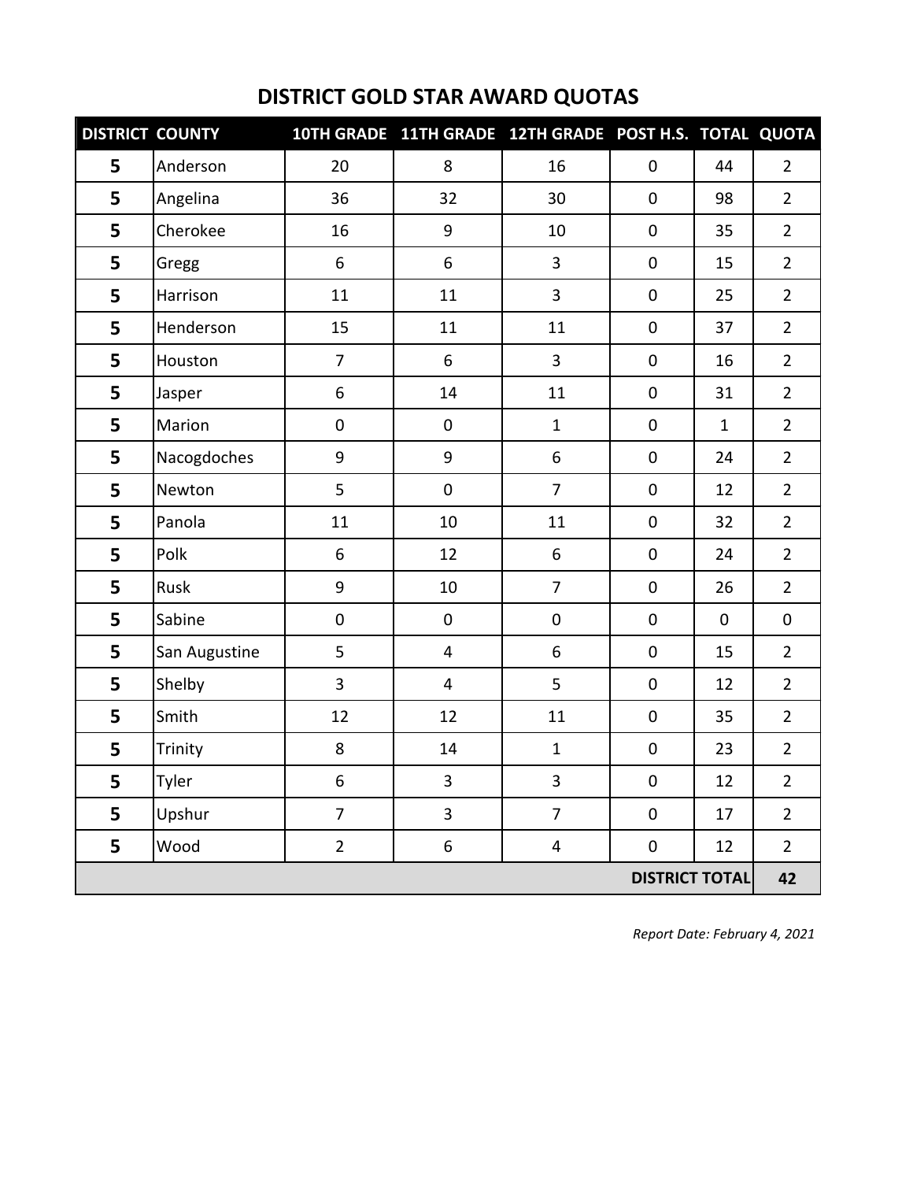## DISTRICT GOLD STAR AWARD QUOTAS

| DISTRICT | COUNTY | 10TH GRADE | 11TH GRADE | 12TH GRADE | POST H.S. | TOTAL | QUOTA |
|---|---|---|---|---|---|---|---|
| 5 | Anderson | 20 | 8 | 16 | 0 | 44 | 2 |
| 5 | Angelina | 36 | 32 | 30 | 0 | 98 | 2 |
| 5 | Cherokee | 16 | 9 | 10 | 0 | 35 | 2 |
| 5 | Gregg | 6 | 6 | 3 | 0 | 15 | 2 |
| 5 | Harrison | 11 | 11 | 3 | 0 | 25 | 2 |
| 5 | Henderson | 15 | 11 | 11 | 0 | 37 | 2 |
| 5 | Houston | 7 | 6 | 3 | 0 | 16 | 2 |
| 5 | Jasper | 6 | 14 | 11 | 0 | 31 | 2 |
| 5 | Marion | 0 | 0 | 1 | 0 | 1 | 2 |
| 5 | Nacogdoches | 9 | 9 | 6 | 0 | 24 | 2 |
| 5 | Newton | 5 | 0 | 7 | 0 | 12 | 2 |
| 5 | Panola | 11 | 10 | 11 | 0 | 32 | 2 |
| 5 | Polk | 6 | 12 | 6 | 0 | 24 | 2 |
| 5 | Rusk | 9 | 10 | 7 | 0 | 26 | 2 |
| 5 | Sabine | 0 | 0 | 0 | 0 | 0 | 0 |
| 5 | San Augustine | 5 | 4 | 6 | 0 | 15 | 2 |
| 5 | Shelby | 3 | 4 | 5 | 0 | 12 | 2 |
| 5 | Smith | 12 | 12 | 11 | 0 | 35 | 2 |
| 5 | Trinity | 8 | 14 | 1 | 0 | 23 | 2 |
| 5 | Tyler | 6 | 3 | 3 | 0 | 12 | 2 |
| 5 | Upshur | 7 | 3 | 7 | 0 | 17 | 2 |
| 5 | Wood | 2 | 6 | 4 | 0 | 12 | 2 |
| | | | | | | **DISTRICT TOTAL** | **42** |

*Report Date: February 4, 2021*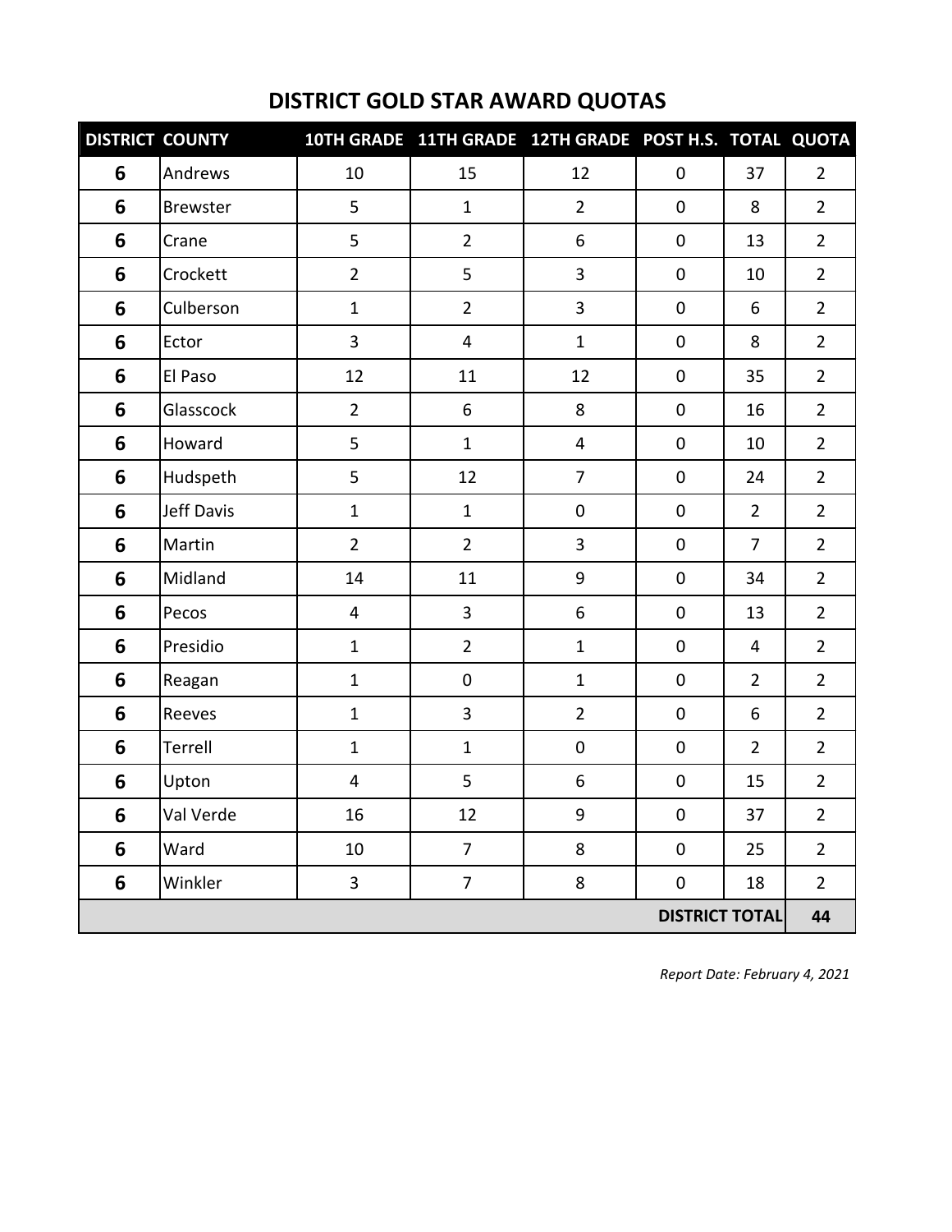# DISTRICT GOLD STAR AWARD QUOTAS

| DISTRICT | COUNTY | 10TH GRADE | 11TH GRADE | 12TH GRADE | POST H.S. | TOTAL | QUOTA |
|---|---|---|---|---|---|---|---|
| **6** | Andrews | 10 | 15 | 12 | 0 | 37 | 2 |
| **6** | Brewster | 5 | 1 | 2 | 0 | 8 | 2 |
| **6** | Crane | 5 | 2 | 6 | 0 | 13 | 2 |
| **6** | Crockett | 2 | 5 | 3 | 0 | 10 | 2 |
| **6** | Culberson | 1 | 2 | 3 | 0 | 6 | 2 |
| **6** | Ector | 3 | 4 | 1 | 0 | 8 | 2 |
| **6** | El Paso | 12 | 11 | 12 | 0 | 35 | 2 |
| **6** | Glasscock | 2 | 6 | 8 | 0 | 16 | 2 |
| **6** | Howard | 5 | 1 | 4 | 0 | 10 | 2 |
| **6** | Hudspeth | 5 | 12 | 7 | 0 | 24 | 2 |
| **6** | Jeff Davis | 1 | 1 | 0 | 0 | 2 | 2 |
| **6** | Martin | 2 | 2 | 3 | 0 | 7 | 2 |
| **6** | Midland | 14 | 11 | 9 | 0 | 34 | 2 |
| **6** | Pecos | 4 | 3 | 6 | 0 | 13 | 2 |
| **6** | Presidio | 1 | 2 | 1 | 0 | 4 | 2 |
| **6** | Reagan | 1 | 0 | 1 | 0 | 2 | 2 |
| **6** | Reeves | 1 | 3 | 2 | 0 | 6 | 2 |
| **6** | Terrell | 1 | 1 | 0 | 0 | 2 | 2 |
| **6** | Upton | 4 | 5 | 6 | 0 | 15 | 2 |
| **6** | Val Verde | 16 | 12 | 9 | 0 | 37 | 2 |
| **6** | Ward | 10 | 7 | 8 | 0 | 25 | 2 |
| **6** | Winkler | 3 | 7 | 8 | 0 | 18 | 2 |
| | | | | | | **DISTRICT TOTAL** | **44** |

*Report Date: February 4, 2021*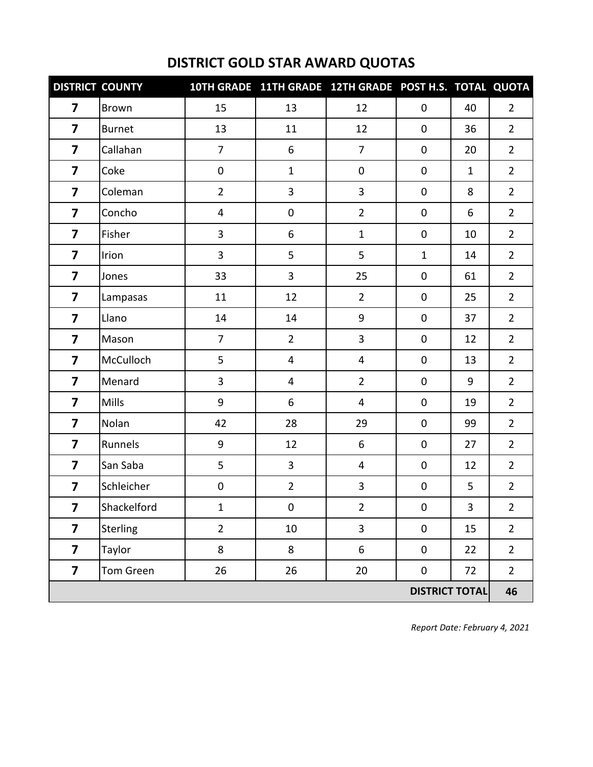# DISTRICT GOLD STAR AWARD QUOTAS

| DISTRICT | COUNTY | 10TH GRADE | 11TH GRADE | 12TH GRADE | POST H.S. | TOTAL | QUOTA |
|---|---|---|---|---|---|---|---|
| 7 | Brown | 15 | 13 | 12 | 0 | 40 | 2 |
| 7 | Burnet | 13 | 11 | 12 | 0 | 36 | 2 |
| 7 | Callahan | 7 | 6 | 7 | 0 | 20 | 2 |
| 7 | Coke | 0 | 1 | 0 | 0 | 1 | 2 |
| 7 | Coleman | 2 | 3 | 3 | 0 | 8 | 2 |
| 7 | Concho | 4 | 0 | 2 | 0 | 6 | 2 |
| 7 | Fisher | 3 | 6 | 1 | 0 | 10 | 2 |
| 7 | Irion | 3 | 5 | 5 | 1 | 14 | 2 |
| 7 | Jones | 33 | 3 | 25 | 0 | 61 | 2 |
| 7 | Lampasas | 11 | 12 | 2 | 0 | 25 | 2 |
| 7 | Llano | 14 | 14 | 9 | 0 | 37 | 2 |
| 7 | Mason | 7 | 2 | 3 | 0 | 12 | 2 |
| 7 | McCulloch | 5 | 4 | 4 | 0 | 13 | 2 |
| 7 | Menard | 3 | 4 | 2 | 0 | 9 | 2 |
| 7 | Mills | 9 | 6 | 4 | 0 | 19 | 2 |
| 7 | Nolan | 42 | 28 | 29 | 0 | 99 | 2 |
| 7 | Runnels | 9 | 12 | 6 | 0 | 27 | 2 |
| 7 | San Saba | 5 | 3 | 4 | 0 | 12 | 2 |
| 7 | Schleicher | 0 | 2 | 3 | 0 | 5 | 2 |
| 7 | Shackelford | 1 | 0 | 2 | 0 | 3 | 2 |
| 7 | Sterling | 2 | 10 | 3 | 0 | 15 | 2 |
| 7 | Taylor | 8 | 8 | 6 | 0 | 22 | 2 |
| 7 | Tom Green | 26 | 26 | 20 | 0 | 72 | 2 |
| | | | | | | **DISTRICT TOTAL** | **46** |

*Report Date: February 4, 2021*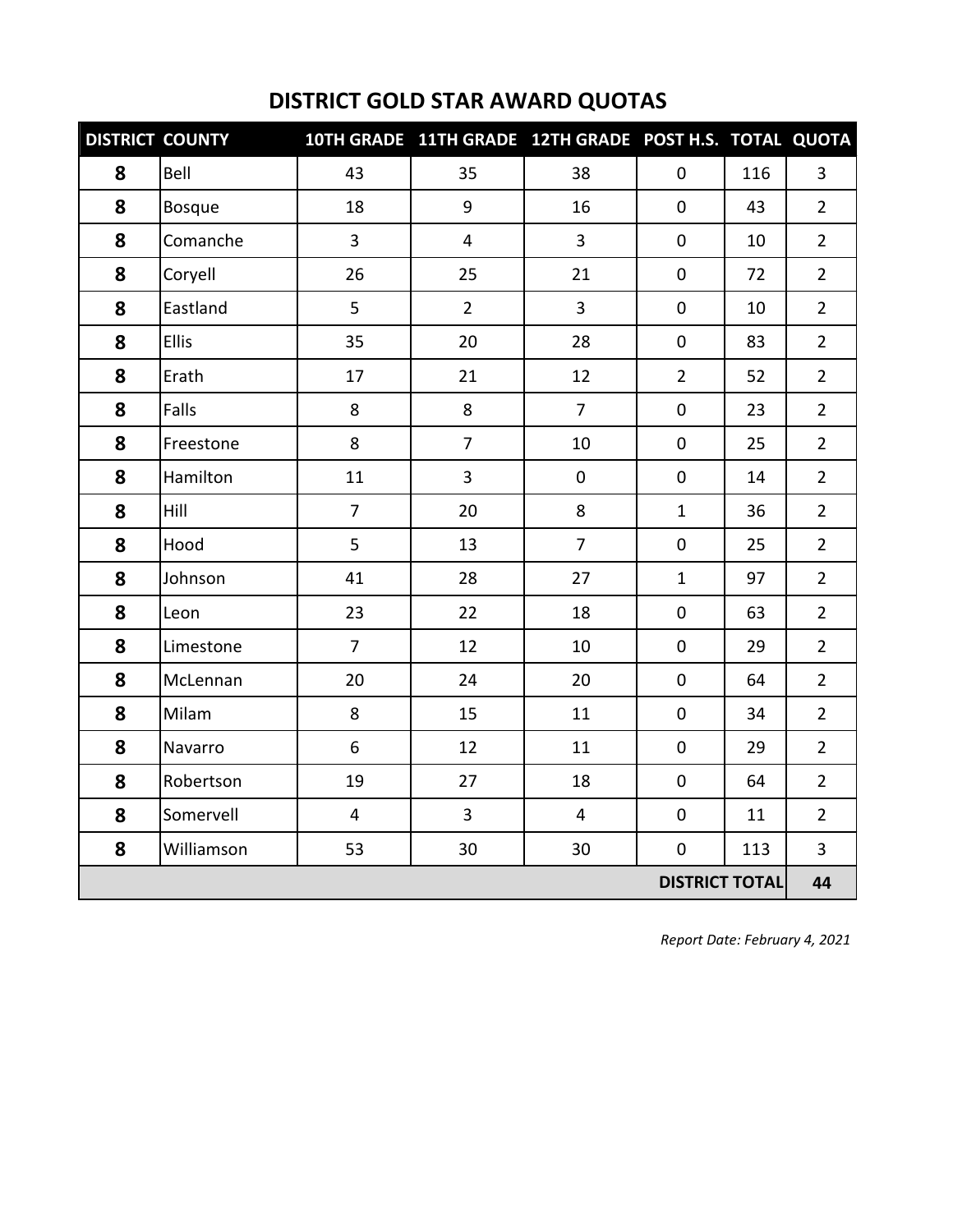# DISTRICT GOLD STAR AWARD QUOTAS

| DISTRICT | COUNTY | 10TH GRADE | 11TH GRADE | 12TH GRADE | POST H.S. | TOTAL | QUOTA |
|---|---|---|---|---|---|---|---|
| **8** | Bell | 43 | 35 | 38 | 0 | 116 | 3 |
| **8** | Bosque | 18 | 9 | 16 | 0 | 43 | 2 |
| **8** | Comanche | 3 | 4 | 3 | 0 | 10 | 2 |
| **8** | Coryell | 26 | 25 | 21 | 0 | 72 | 2 |
| **8** | Eastland | 5 | 2 | 3 | 0 | 10 | 2 |
| **8** | Ellis | 35 | 20 | 28 | 0 | 83 | 2 |
| **8** | Erath | 17 | 21 | 12 | 2 | 52 | 2 |
| **8** | Falls | 8 | 8 | 7 | 0 | 23 | 2 |
| **8** | Freestone | 8 | 7 | 10 | 0 | 25 | 2 |
| **8** | Hamilton | 11 | 3 | 0 | 0 | 14 | 2 |
| **8** | Hill | 7 | 20 | 8 | 1 | 36 | 2 |
| **8** | Hood | 5 | 13 | 7 | 0 | 25 | 2 |
| **8** | Johnson | 41 | 28 | 27 | 1 | 97 | 2 |
| **8** | Leon | 23 | 22 | 18 | 0 | 63 | 2 |
| **8** | Limestone | 7 | 12 | 10 | 0 | 29 | 2 |
| **8** | McLennan | 20 | 24 | 20 | 0 | 64 | 2 |
| **8** | Milam | 8 | 15 | 11 | 0 | 34 | 2 |
| **8** | Navarro | 6 | 12 | 11 | 0 | 29 | 2 |
| **8** | Robertson | 19 | 27 | 18 | 0 | 64 | 2 |
| **8** | Somervell | 4 | 3 | 4 | 0 | 11 | 2 |
| **8** | Williamson | 53 | 30 | 30 | 0 | 113 | 3 |
| | | | | | | **DISTRICT TOTAL** | **44** |

*Report Date: February 4, 2021*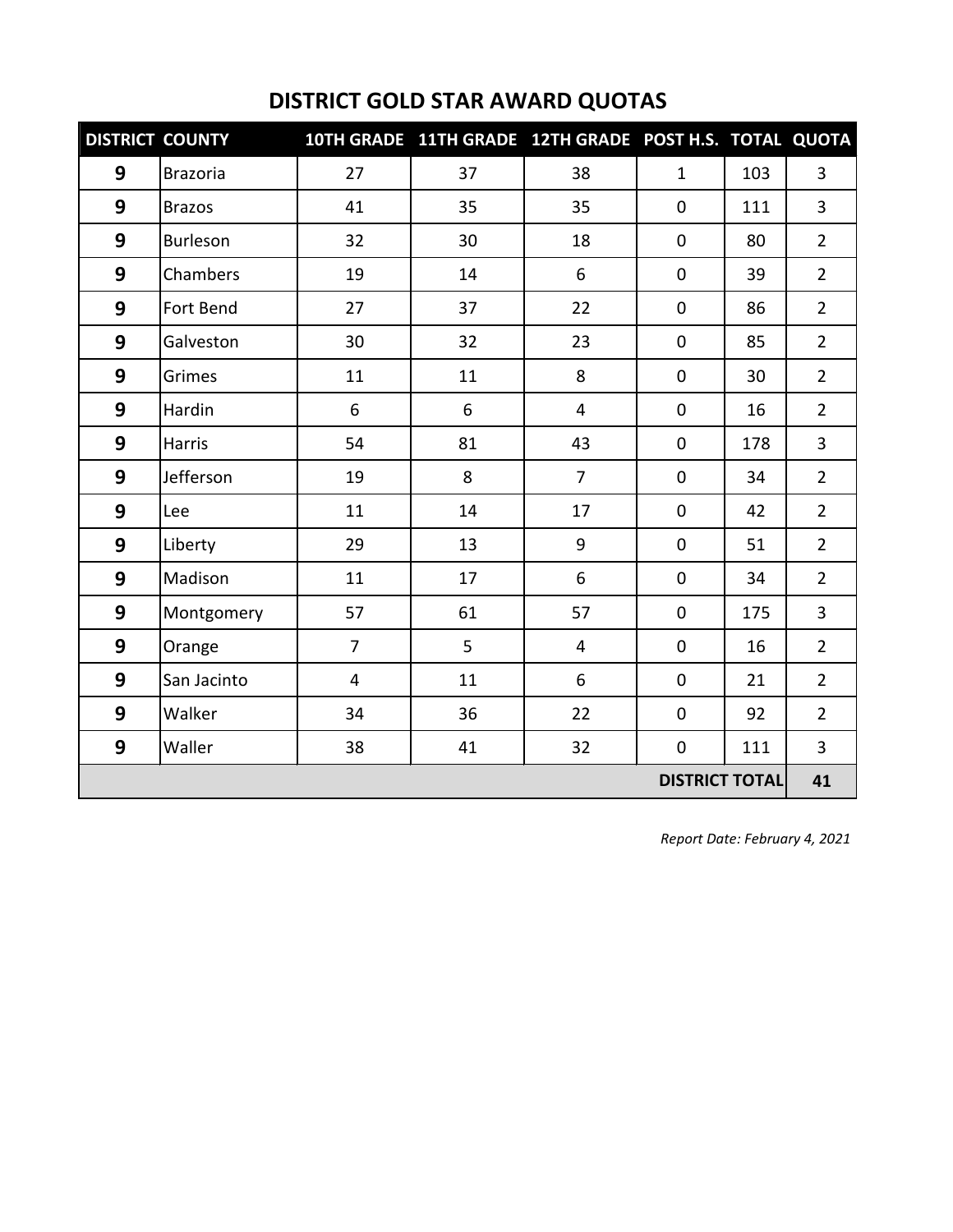# DISTRICT GOLD STAR AWARD QUOTAS

| DISTRICT | COUNTY | 10TH GRADE | 11TH GRADE | 12TH GRADE | POST H.S. | TOTAL | QUOTA |
|---|---|---|---|---|---|---|---|
| 9 | Brazoria | 27 | 37 | 38 | 1 | 103 | 3 |
| 9 | Brazos | 41 | 35 | 35 | 0 | 111 | 3 |
| 9 | Burleson | 32 | 30 | 18 | 0 | 80 | 2 |
| 9 | Chambers | 19 | 14 | 6 | 0 | 39 | 2 |
| 9 | Fort Bend | 27 | 37 | 22 | 0 | 86 | 2 |
| 9 | Galveston | 30 | 32 | 23 | 0 | 85 | 2 |
| 9 | Grimes | 11 | 11 | 8 | 0 | 30 | 2 |
| 9 | Hardin | 6 | 6 | 4 | 0 | 16 | 2 |
| 9 | Harris | 54 | 81 | 43 | 0 | 178 | 3 |
| 9 | Jefferson | 19 | 8 | 7 | 0 | 34 | 2 |
| 9 | Lee | 11 | 14 | 17 | 0 | 42 | 2 |
| 9 | Liberty | 29 | 13 | 9 | 0 | 51 | 2 |
| 9 | Madison | 11 | 17 | 6 | 0 | 34 | 2 |
| 9 | Montgomery | 57 | 61 | 57 | 0 | 175 | 3 |
| 9 | Orange | 7 | 5 | 4 | 0 | 16 | 2 |
| 9 | San Jacinto | 4 | 11 | 6 | 0 | 21 | 2 |
| 9 | Walker | 34 | 36 | 22 | 0 | 92 | 2 |
| 9 | Waller | 38 | 41 | 32 | 0 | 111 | 3 |
| | | | | | | **DISTRICT TOTAL** | **41** |

*Report Date: February 4, 2021*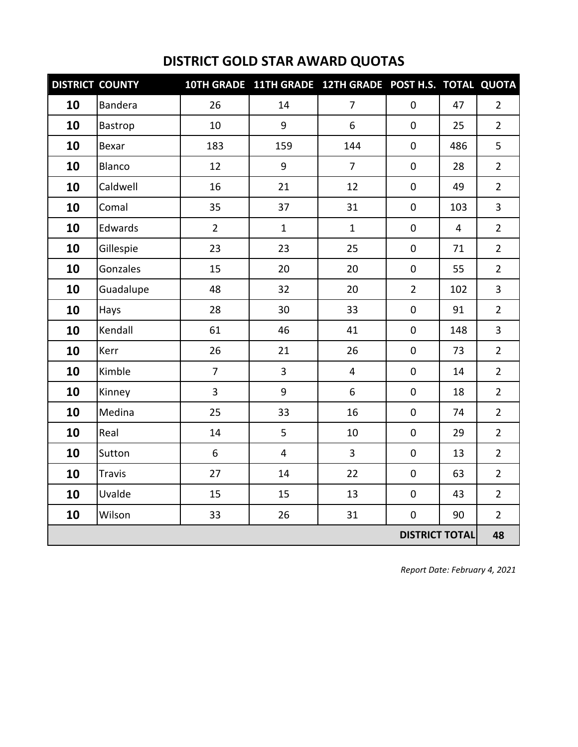# DISTRICT GOLD STAR AWARD QUOTAS

| DISTRICT | COUNTY | 10TH GRADE | 11TH GRADE | 12TH GRADE | POST H.S. | TOTAL | QUOTA |
|---|---|---|---|---|---|---|---|
| **10** | Bandera | 26 | 14 | 7 | 0 | 47 | 2 |
| **10** | Bastrop | 10 | 9 | 6 | 0 | 25 | 2 |
| **10** | Bexar | 183 | 159 | 144 | 0 | 486 | 5 |
| **10** | Blanco | 12 | 9 | 7 | 0 | 28 | 2 |
| **10** | Caldwell | 16 | 21 | 12 | 0 | 49 | 2 |
| **10** | Comal | 35 | 37 | 31 | 0 | 103 | 3 |
| **10** | Edwards | 2 | 1 | 1 | 0 | 4 | 2 |
| **10** | Gillespie | 23 | 23 | 25 | 0 | 71 | 2 |
| **10** | Gonzales | 15 | 20 | 20 | 0 | 55 | 2 |
| **10** | Guadalupe | 48 | 32 | 20 | 2 | 102 | 3 |
| **10** | Hays | 28 | 30 | 33 | 0 | 91 | 2 |
| **10** | Kendall | 61 | 46 | 41 | 0 | 148 | 3 |
| **10** | Kerr | 26 | 21 | 26 | 0 | 73 | 2 |
| **10** | Kimble | 7 | 3 | 4 | 0 | 14 | 2 |
| **10** | Kinney | 3 | 9 | 6 | 0 | 18 | 2 |
| **10** | Medina | 25 | 33 | 16 | 0 | 74 | 2 |
| **10** | Real | 14 | 5 | 10 | 0 | 29 | 2 |
| **10** | Sutton | 6 | 4 | 3 | 0 | 13 | 2 |
| **10** | Travis | 27 | 14 | 22 | 0 | 63 | 2 |
| **10** | Uvalde | 15 | 15 | 13 | 0 | 43 | 2 |
| **10** | Wilson | 33 | 26 | 31 | 0 | 90 | 2 |
| | | | | | | **DISTRICT TOTAL** | **48** |

*Report Date: February 4, 2021*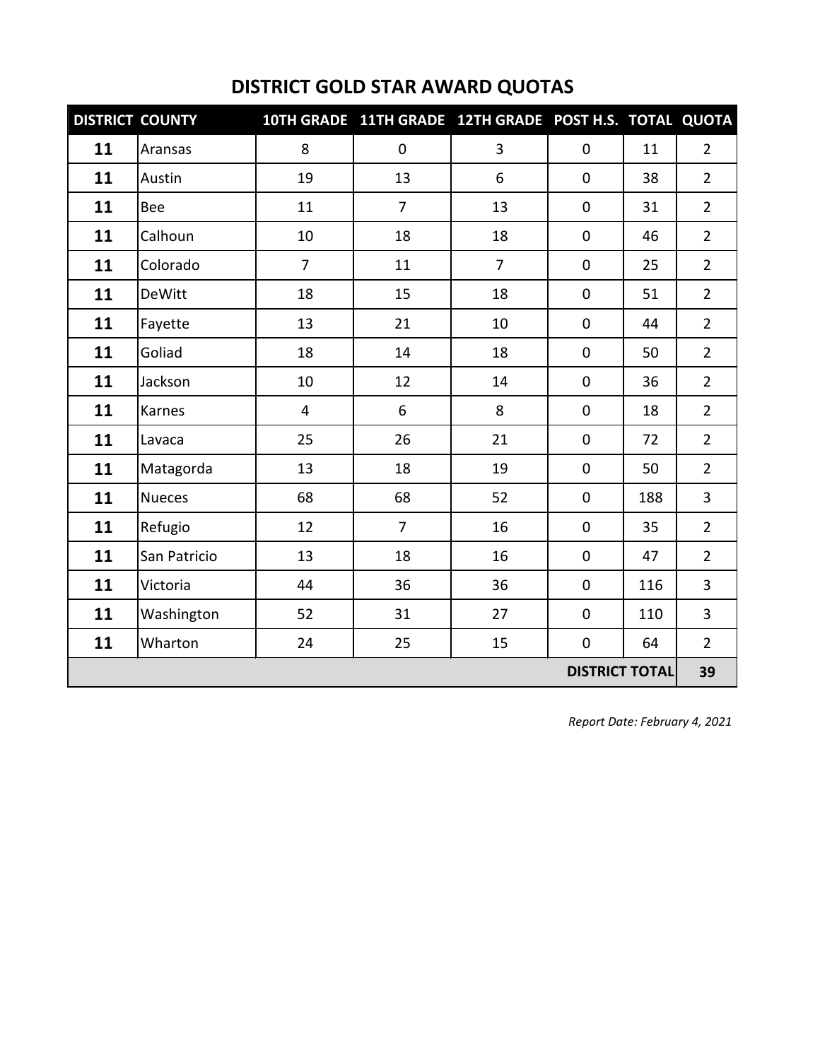# DISTRICT GOLD STAR AWARD QUOTAS

| DISTRICT | COUNTY | 10TH GRADE | 11TH GRADE | 12TH GRADE | POST H.S. | TOTAL | QUOTA |
|---|---|---|---|---|---|---|---|
| **11** | Aransas | 8 | 0 | 3 | 0 | 11 | 2 |
| **11** | Austin | 19 | 13 | 6 | 0 | 38 | 2 |
| **11** | Bee | 11 | 7 | 13 | 0 | 31 | 2 |
| **11** | Calhoun | 10 | 18 | 18 | 0 | 46 | 2 |
| **11** | Colorado | 7 | 11 | 7 | 0 | 25 | 2 |
| **11** | DeWitt | 18 | 15 | 18 | 0 | 51 | 2 |
| **11** | Fayette | 13 | 21 | 10 | 0 | 44 | 2 |
| **11** | Goliad | 18 | 14 | 18 | 0 | 50 | 2 |
| **11** | Jackson | 10 | 12 | 14 | 0 | 36 | 2 |
| **11** | Karnes | 4 | 6 | 8 | 0 | 18 | 2 |
| **11** | Lavaca | 25 | 26 | 21 | 0 | 72 | 2 |
| **11** | Matagorda | 13 | 18 | 19 | 0 | 50 | 2 |
| **11** | Nueces | 68 | 68 | 52 | 0 | 188 | 3 |
| **11** | Refugio | 12 | 7 | 16 | 0 | 35 | 2 |
| **11** | San Patricio | 13 | 18 | 16 | 0 | 47 | 2 |
| **11** | Victoria | 44 | 36 | 36 | 0 | 116 | 3 |
| **11** | Washington | 52 | 31 | 27 | 0 | 110 | 3 |
| **11** | Wharton | 24 | 25 | 15 | 0 | 64 | 2 |
| | | | | | | **DISTRICT TOTAL** | **39** |

*Report Date: February 4, 2021*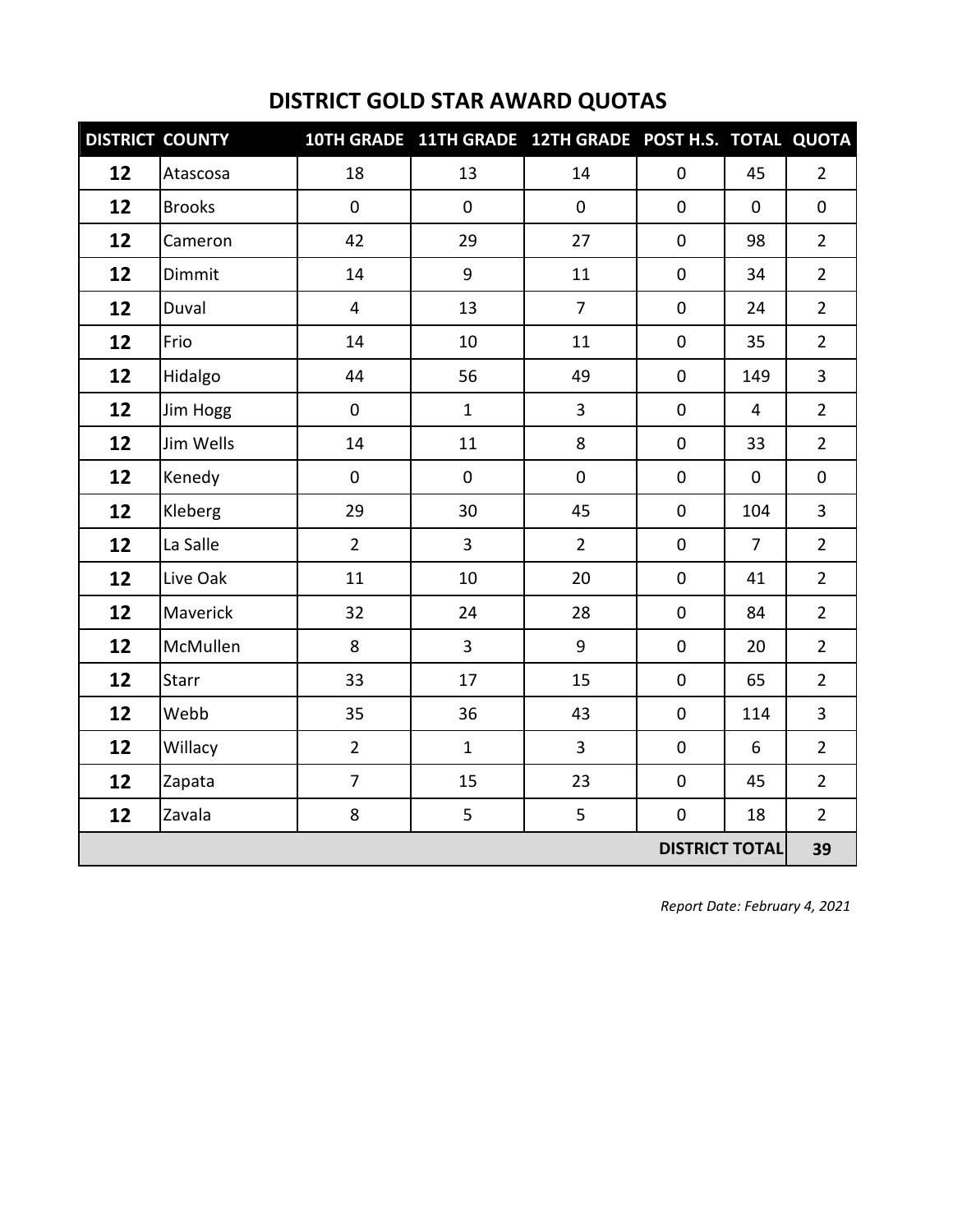# DISTRICT GOLD STAR AWARD QUOTAS

| DISTRICT | COUNTY | 10TH GRADE | 11TH GRADE | 12TH GRADE | POST H.S. | TOTAL | QUOTA |
|---|---|---|---|---|---|---|---|
| **12** | Atascosa | 18 | 13 | 14 | 0 | 45 | 2 |
| **12** | Brooks | 0 | 0 | 0 | 0 | 0 | 0 |
| **12** | Cameron | 42 | 29 | 27 | 0 | 98 | 2 |
| **12** | Dimmit | 14 | 9 | 11 | 0 | 34 | 2 |
| **12** | Duval | 4 | 13 | 7 | 0 | 24 | 2 |
| **12** | Frio | 14 | 10 | 11 | 0 | 35 | 2 |
| **12** | Hidalgo | 44 | 56 | 49 | 0 | 149 | 3 |
| **12** | Jim Hogg | 0 | 1 | 3 | 0 | 4 | 2 |
| **12** | Jim Wells | 14 | 11 | 8 | 0 | 33 | 2 |
| **12** | Kenedy | 0 | 0 | 0 | 0 | 0 | 0 |
| **12** | Kleberg | 29 | 30 | 45 | 0 | 104 | 3 |
| **12** | La Salle | 2 | 3 | 2 | 0 | 7 | 2 |
| **12** | Live Oak | 11 | 10 | 20 | 0 | 41 | 2 |
| **12** | Maverick | 32 | 24 | 28 | 0 | 84 | 2 |
| **12** | McMullen | 8 | 3 | 9 | 0 | 20 | 2 |
| **12** | Starr | 33 | 17 | 15 | 0 | 65 | 2 |
| **12** | Webb | 35 | 36 | 43 | 0 | 114 | 3 |
| **12** | Willacy | 2 | 1 | 3 | 0 | 6 | 2 |
| **12** | Zapata | 7 | 15 | 23 | 0 | 45 | 2 |
| **12** | Zavala | 8 | 5 | 5 | 0 | 18 | 2 |
| | | | | | | **DISTRICT TOTAL** | **39** |

*Report Date: February 4, 2021*